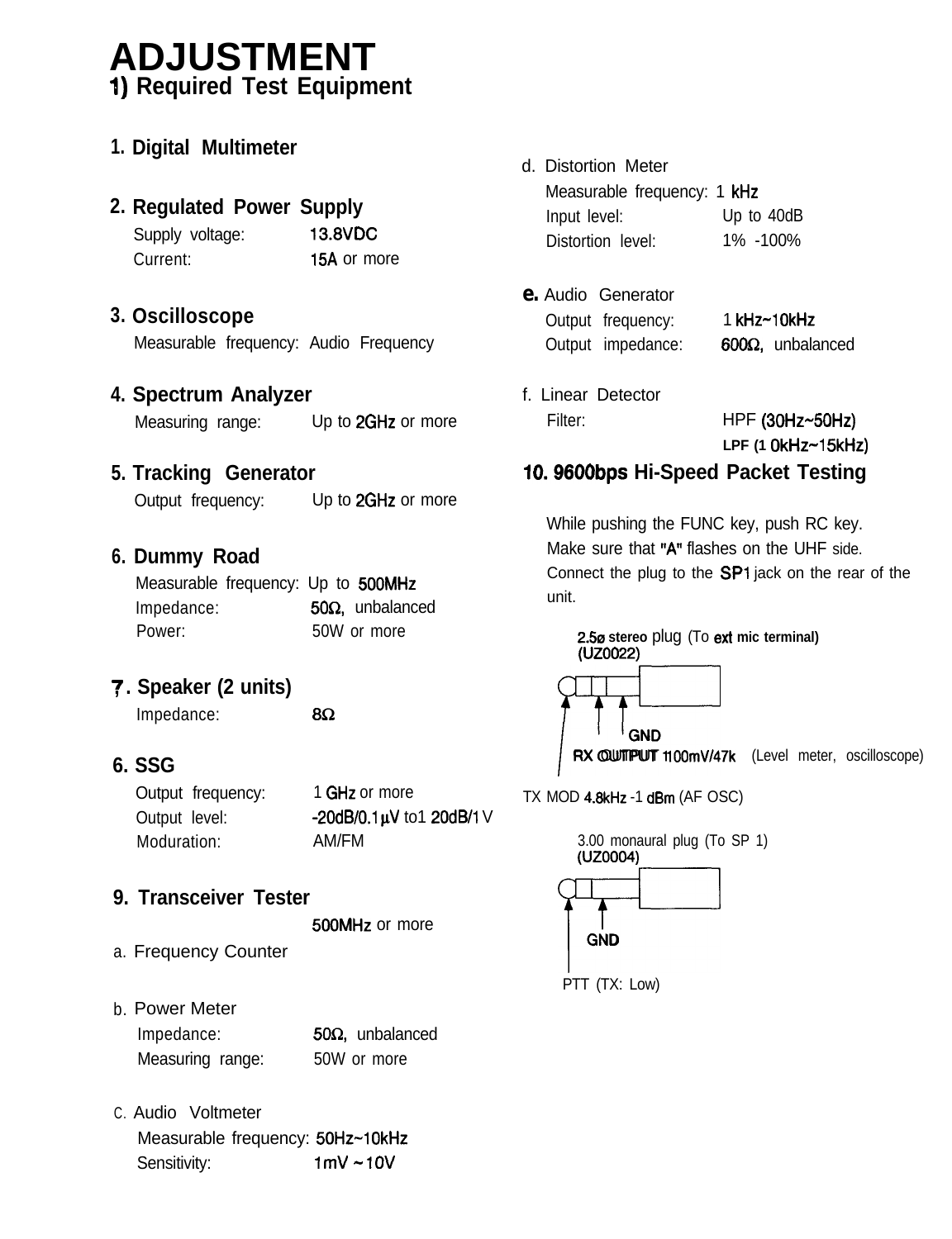# ADJUSTMENT

## 1) Required Test Equipment

### 1. Digital Multimeter

### 2. Regulated Power Supply

Supply voltage: 13.8VDC
Current: 15A or more

### 3. Oscilloscope

Measurable frequency: Audio Frequency

### 4. Spectrum Analyzer

Measuring range: Up to 2GHz or more

### 5. Tracking Generator

Output frequency: Up to 2GHz or more

### 6. Dummy Road

Measurable frequency: Up to 500MHz
Impedance: 50Ω, unbalanced
Power: 50W or more

### 7. Speaker (2 units)

Impedance: 8Ω

### 6. SSG

Output frequency: 1 GHz or more
Output level: -20dB/0.1μV to1 20dB/1 V
Moduration: AM/FM

### 9. Transceiver Tester

500MHz or more

a. Frequency Counter

b. Power Meter
Impedance: 50Ω, unbalanced
Measuring range: 50W or more

c. Audio Voltmeter
Measurable frequency: 50Hz~10kHz
Sensitivity: 1mV ~ 10V

d. Distortion Meter
Measurable frequency: 1 kHz
Input level: Up to 40dB
Distortion level: 1% -100%

e. Audio Generator
Output frequency: 1 kHz~10kHz
Output impedance: 600Ω, unbalanced

f. Linear Detector
Filter: HPF (30Hz~50Hz)
LPF (1 0kHz~15kHz)

### 10. 9600bps Hi-Speed Packet Testing

While pushing the FUNC key, push RC key.
Make sure that "A" flashes on the UHF side.
Connect the plug to the SP1 jack on the rear of the unit.

2.5ø stereo plug (To ext mic terminal)
(UZ0022)

GND
RX OUTPUT 100mV/47k (Level meter, oscilloscope)
TX MOD 4.8kHz -1 dBm (AF OSC)

3.00 monaural plug (To SP 1)
(UZ0004)

GND
PTT (TX: Low)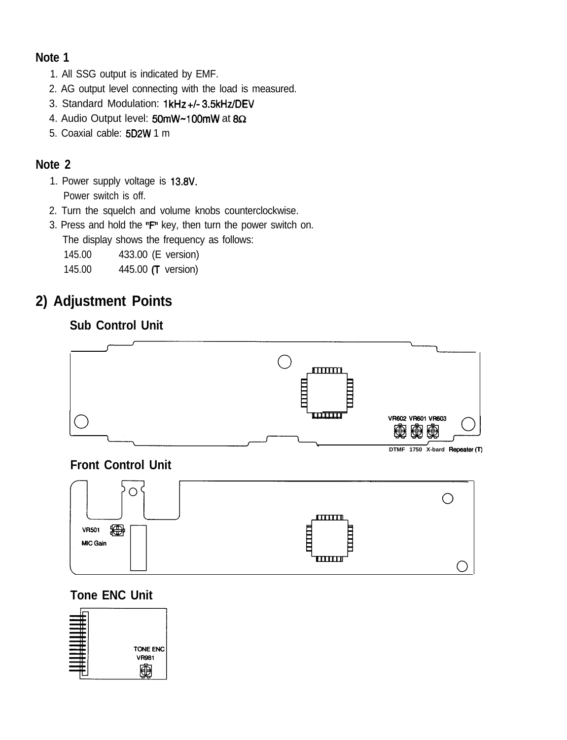**Note 1**

1. All SSG output is indicated by EMF.
2. AG output level connecting with the load is measured.
3. Standard Modulation: 1kHz +/- 3.5kHz/DEV
4. Audio Output level: 50mW~100mW at 8Ω
5. Coaxial cable: 5D2W 1 m

**Note 2**

1. Power supply voltage is 13.8V.
   Power switch is off.
2. Turn the squelch and volume knobs counterclockwise.
3. Press and hold the "F" key, then turn the power switch on.
   The display shows the frequency as follows:
   145.00 433.00 (E version)
   145.00 445.00 (T version)

## 2) Adjustment Points

### Sub Control Unit

VR602 VR601 VR603

DTMF 1750 X-bard Repeater (T)

### Front Control Unit

VR501
MIC Gain

### Tone ENC Unit

TONE ENC
VR981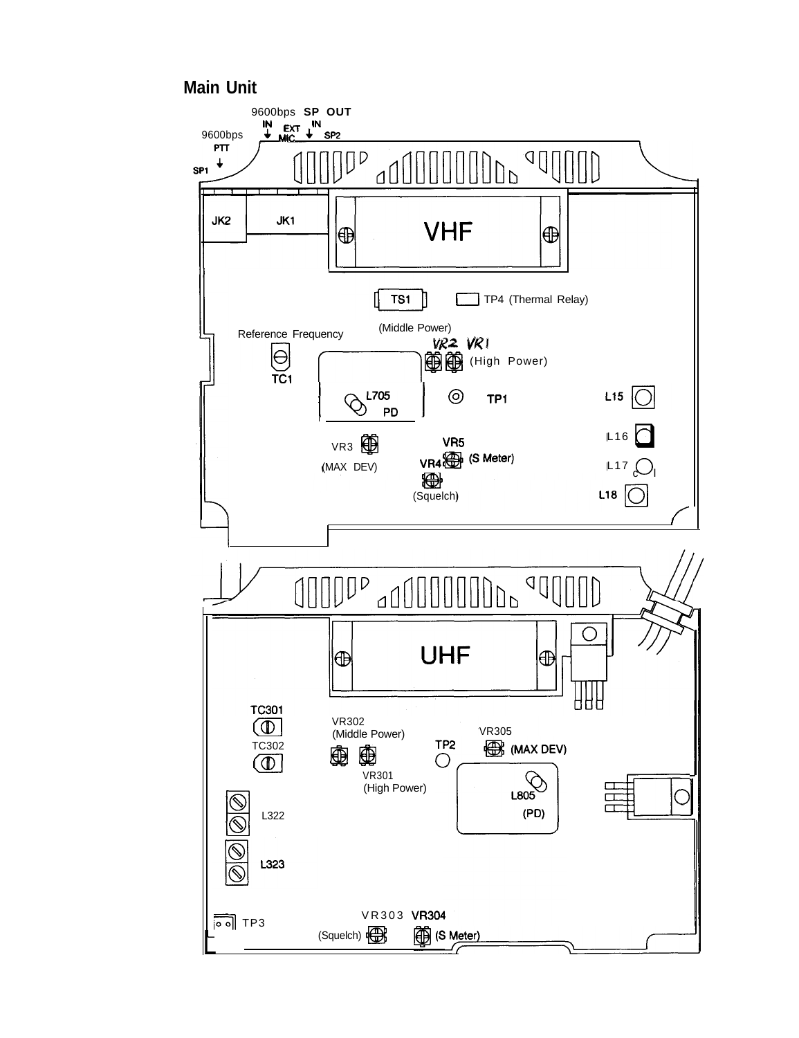## Main Unit

9600bps SP OUT
IN EXT IN
9600bps MIC SP2
PTT
SP1

JK2 JK1

VHF

TS1 TP4 (Thermal Relay)

(Middle Power)
Reference Frequency
VR2 VR1
(High Power)
TC1

L705
PD
TP1
L15
L16
VR3
VR5
(S Meter)
VR4
L17
(MAX DEV)
(Squelch)
L18

UHF

TC301
VR302
(Middle Power)
VR305
TC302
TP2
(MAX DEV)
VR301
(High Power)
L805
(PD)
L322
L323

VR303 VR304
TP3
(Squelch)
(S Meter)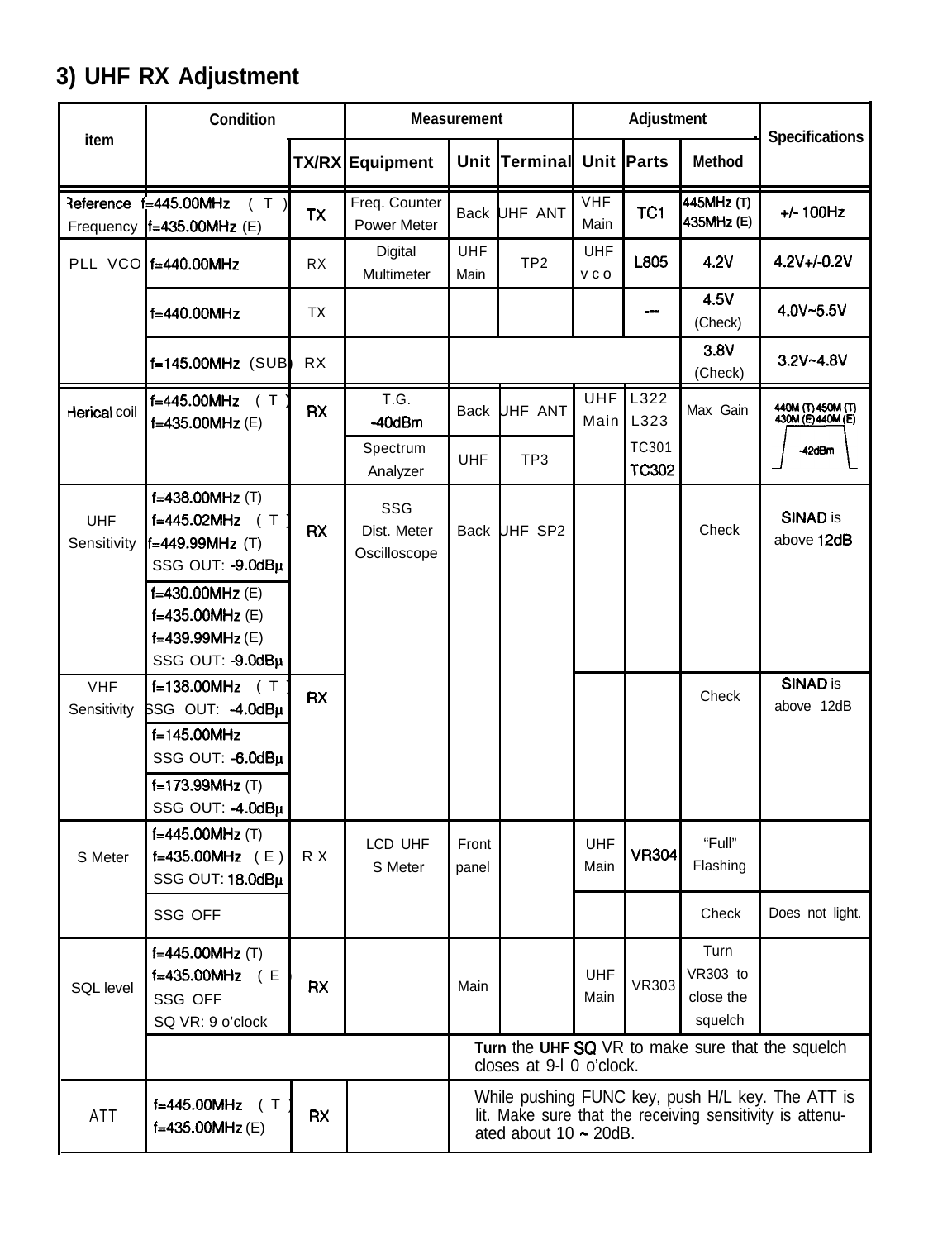## 3) UHF RX Adjustment

| item | Condition | | Measurement | | | Adjustment | | | Specifications |
|---|---|---|---|---|---|---|---|---|---|
| | | TX/RX | Equipment | Unit | Terminal | Unit | Parts | Method | |
| Reference Frequency | f=445.00MHz (T) f=435.00MHz (E) | TX | Freq. Counter Power Meter | Back | UHF ANT | VHF Main | TC1 | 445MHz (T) 435MHz (E) | +/- 100Hz |
| PLL VCO | f=440.00MHz | RX | Digital Multimeter | UHF Main | TP2 | UHF VCO | L805 | 4.2V | 4.2V+/-0.2V |
| | f=440.00MHz | TX | | | | | --- | 4.5V (Check) | 4.0V~5.5V |
| | f=145.00MHz (SUB) | RX | | | | | | 3.8V (Check) | 3.2V~4.8V |
| Herical coil | f=445.00MHz (T) f=435.00MHz (E) | RX | T.G. -40dBm | Back | UHF ANT | UHF Main | L322 L323 | Max Gain | 440M (T) 450M (T) 430M (E) 440M (E) -42dBm |
| | | | Spectrum Analyzer | UHF | TP3 | | TC301 TC302 | | |
| UHF Sensitivity | f=438.00MHz (T) f=445.02MHz (T) f=449.99MHz (T) SSG OUT: -9.0dBμ | RX | SSG Dist. Meter Oscilloscope | Back | UHF SP2 | | | Check | SINAD is above 12dB |
| | f=430.00MHz (E) f=435.00MHz (E) f=439.99MHz (E) SSG OUT: -9.0dBμ | | | | | | | | |
| VHF Sensitivity | f=138.00MHz (T) SSG OUT: -4.0dBμ | RX | | | | | | Check | SINAD is above 12dB |
| | f=145.00MHz SSG OUT: -6.0dBμ | | | | | | | | |
| | f=173.99MHz (T) SSG OUT: -4.0dBμ | | | | | | | | |
| S Meter | f=445.00MHz (T) f=435.00MHz (E) SSG OUT: 18.0dBμ | RX | LCD UHF S Meter | Front panel | | UHF Main | VR304 | "Full" Flashing | |
| | SSG OFF | | | | | | | Check | Does not light. |
| SQL level | f=445.00MHz (T) f=435.00MHz (E) SSG OFF SQ VR: 9 o'clock | RX | | Main | | UHF Main | VR303 | Turn VR303 to close the squelch | |
| | | | | Turn the UHF SQ VR to make sure that the squelch closes at 9-10 o'clock. | | | | | |
| ATT | f=445.00MHz (T) f=435.00MHz (E) | RX | | While pushing FUNC key, push H/L key. The ATT is lit. Make sure that the receiving sensitivity is attenuated about 10 ~ 20dB. | | | | | |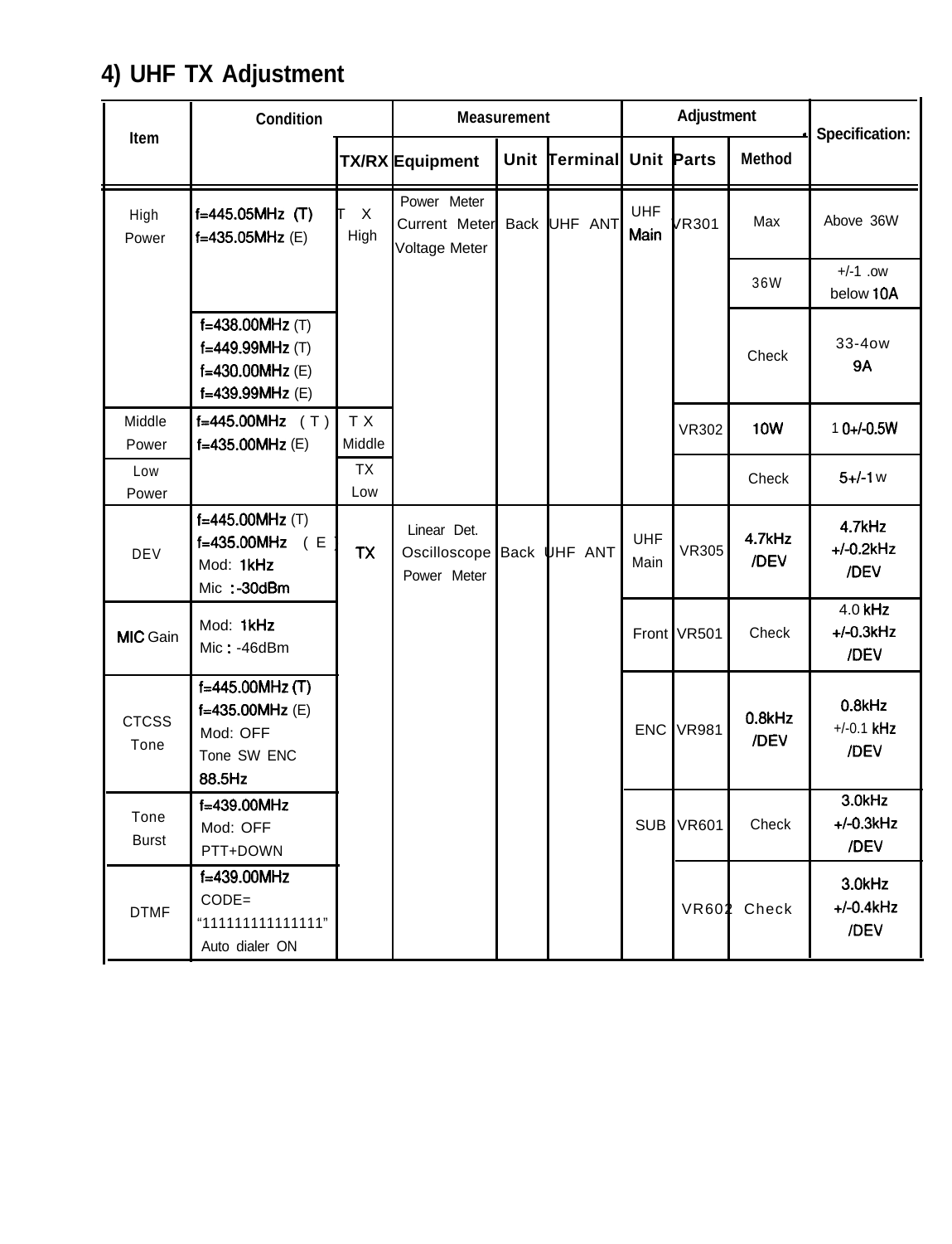## 4) UHF TX Adjustment

| Item | Condition | | Measurement | | | Adjustment | | | Specification: |
|---|---|---|---|---|---|---|---|---|---|
| | | TX/RX | Equipment | Unit | Terminal | Unit | Parts | Method | |
| High Power | f=445.05MHz (T) f=435.05MHz (E) | TX High | Power Meter Current Meter Voltage Meter | Back | UHF ANT | UHF Main | VR301 | Max | Above 36W |
| | | | | | | | | 36W | +/-1 .ow below 10A |
| | f=438.00MHz (T) f=449.99MHz (T) f=430.00MHz (E) f=439.99MHz (E) | | | | | | | Check | 33-4ow 9A |
| Middle Power | f=445.00MHz (T) f=435.00MHz (E) | TX Middle | | | | | VR302 | 10W | 10+/-0.5W |
| Low Power | | TX Low | | | | | | Check | 5+/-1 w |
| DEV | f=445.00MHz (T) f=435.00MHz (E) Mod: 1kHz Mic :-30dBm | TX | Linear Det. Oscilloscope Power Meter | Back | UHF ANT | UHF Main | VR305 | 4.7kHz /DEV | 4.7kHz +/-0.2kHz /DEV |
| MIC Gain | Mod: 1kHz Mic : -46dBm | | | | | Front | VR501 | Check | 4.0 kHz +/-0.3kHz /DEV |
| CTCSS Tone | f=445.00MHz (T) f=435.00MHz (E) Mod: OFF Tone SW ENC 88.5Hz | | | | | ENC | VR981 | 0.8kHz /DEV | 0.8kHz +/-0.1 kHz /DEV |
| Tone Burst | f=439.00MHz Mod: OFF PTT+DOWN | | | | | SUB | VR601 | Check | 3.0kHz +/-0.3kHz /DEV |
| DTMF | f=439.00MHz CODE= "111111111111111" Auto dialer ON | | | | | | VR602 | Check | 3.0kHz +/-0.4kHz /DEV |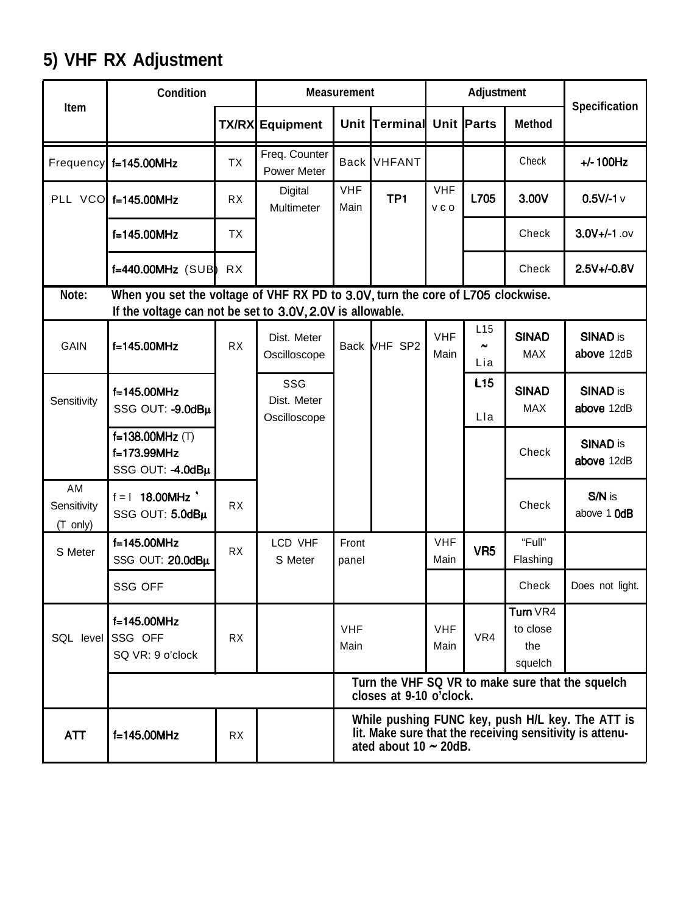## 5) VHF RX Adjustment

| Item | Condition | TX/RX | Measurement Equipment | Measurement Unit | Measurement Terminal | Adjustment Unit | Adjustment Parts | Adjustment Method | Specification |
|---|---|---|---|---|---|---|---|---|---|
| Frequency | f=145.00MHz | TX | Freq. Counter Power Meter | Back | VHFANT | | | Check | +/- 100Hz |
| PLL VCO | f=145.00MHz | RX | Digital Multimeter | VHF Main | TP1 | VHF VCO | L705 | 3.00V | 0.5V/-1 v |
| | f=145.00MHz | TX | | | | | | Check | 3.0V+/-1 .ov |
| | f=440.00MHz (SUB) | RX | | | | | | Check | 2.5V+/-0.8V |
| Note: | When you set the voltage of VHF RX PD to 3.0V, turn the core of L705 clockwise. If the voltage can not be set to 3.0V, 2.0V is allowable. | | | | | | | | |
| GAIN | f=145.00MHz | RX | Dist. Meter Oscilloscope | Back | VHF SP2 | VHF Main | L15 ~ Lia | SINAD MAX | SINAD is above 12dB |
| Sensitivity | f=145.00MHz SSG OUT: -9.0dBμ | | SSG Dist. Meter Oscilloscope | | | | L15 Lla | SINAD MAX | SINAD is above 12dB |
| | f=138.00MHz (T) f=173.99MHz SSG OUT: -4.0dBμ | | | | | | | Check | SINAD is above 12dB |
| AM Sensitivity (T only) | f = l 18.00MHz ' SSG OUT: 5.0dBμ | RX | | | | | | Check | S/N is above 1 0dB |
| S Meter | f=145.00MHz SSG OUT: 20.0dBμ | RX | LCD VHF S Meter | Front panel | | VHF Main | VR5 | "Full" Flashing | |
| | SSG OFF | | | | | | | Check | Does not light. |
| SQL level | f=145.00MHz SSG OFF SQ VR: 9 o'clock | RX | | VHF Main | | VHF Main | VR4 | Turn VR4 to close the squelch | |
| | | | | Turn the VHF SQ VR to make sure that the squelch closes at 9-10 o'clock. | | | | | |
| ATT | f=145.00MHz | RX | | While pushing FUNC key, push H/L key. The ATT is lit. Make sure that the receiving sensitivity is attenuated about 10 ~ 20dB. | | | | | |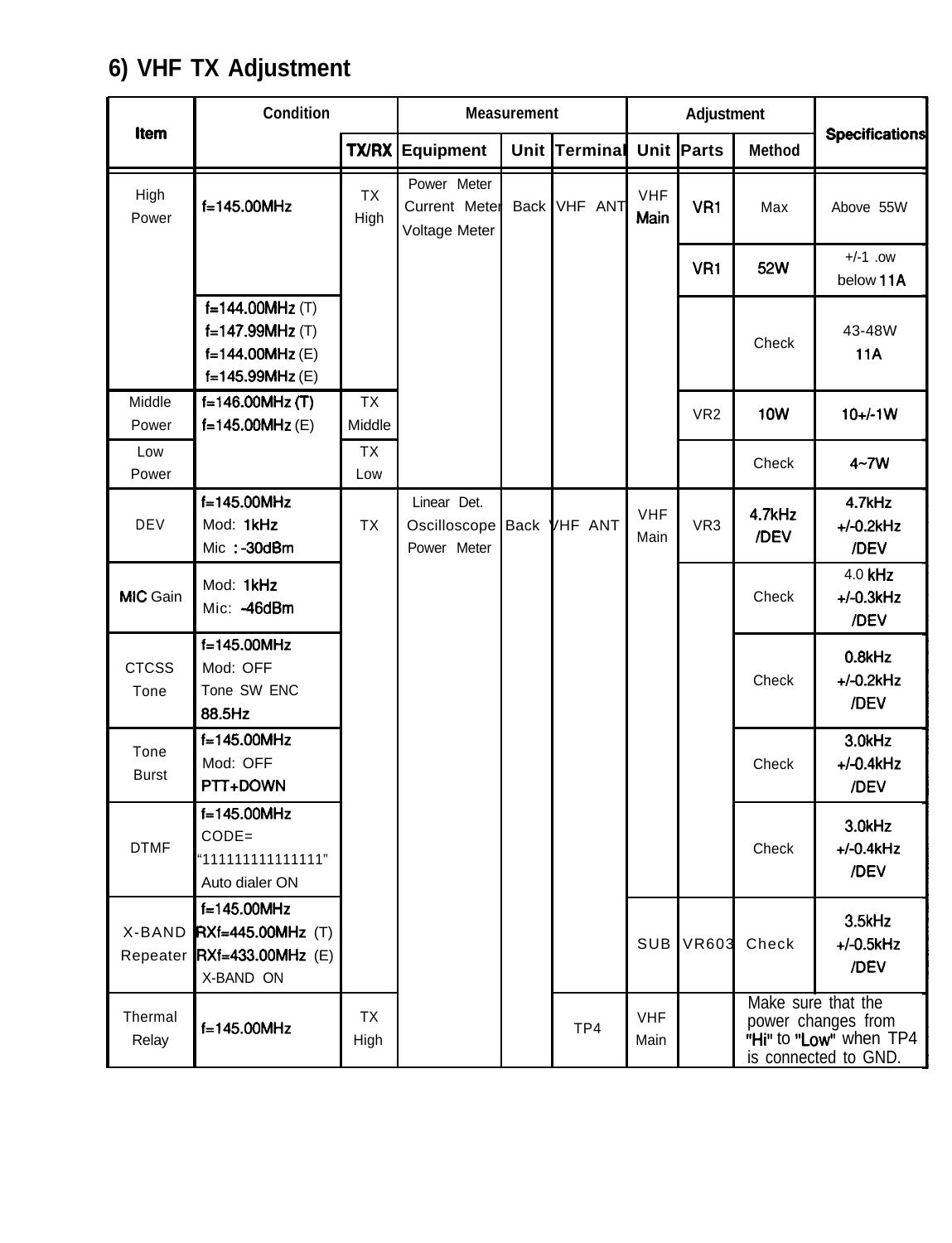## 6) VHF TX Adjustment

| Item | Condition | | Measurement | | | Adjustment | | | Specifications |
|---|---|---|---|---|---|---|---|---|---|
| | | TX/RX | Equipment | Unit | Terminal | Unit | Parts | Method | |
| High Power | f=145.00MHz | TX High | Power Meter Current Meter Voltage Meter | Back | VHF ANT | VHF Main | VR1 | Max | Above 55W |
| | | | | | | | VR1 | 52W | +/-1 .ow below 11A |
| | f=144.00MHz (T) f=147.99MHz (T) f=144.00MHz (E) f=145.99MHz (E) | | | | | | | Check | 43-48W 11A |
| Middle Power | f=146.00MHz (T) f=145.00MHz (E) | TX Middle | | | | | VR2 | 10W | 10+/-1W |
| Low Power | | TX Low | | | | | | Check | 4~7W |
| DEV | f=145.00MHz Mod: 1kHz Mic : -30dBm | TX | Linear Det. Oscilloscope Power Meter | Back | VHF ANT | VHF Main | VR3 | 4.7kHz /DEV | 4.7kHz +/-0.2kHz /DEV |
| MIC Gain | Mod: 1kHz Mic: -46dBm | | | | | | | Check | 4.0 kHz +/-0.3kHz /DEV |
| CTCSS Tone | f=145.00MHz Mod: OFF Tone SW ENC 88.5Hz | | | | | | | Check | 0.8kHz +/-0.2kHz /DEV |
| Tone Burst | f=145.00MHz Mod: OFF PTT+DOWN | | | | | | | Check | 3.0kHz +/-0.4kHz /DEV |
| DTMF | f=145.00MHz CODE= "111111111111111" Auto dialer ON | | | | | | | Check | 3.0kHz +/-0.4kHz /DEV |
| X-BAND Repeater | f=145.00MHz RXf=445.00MHz (T) RXf=433.00MHz (E) X-BAND ON | | | | | SUB | VR603 | Check | 3.5kHz +/-0.5kHz /DEV |
| Thermal Relay | f=145.00MHz | TX High | | | TP4 | VHF Main | | Make sure that the power changes from "Hi" to "Low" when TP4 is connected to GND. | |